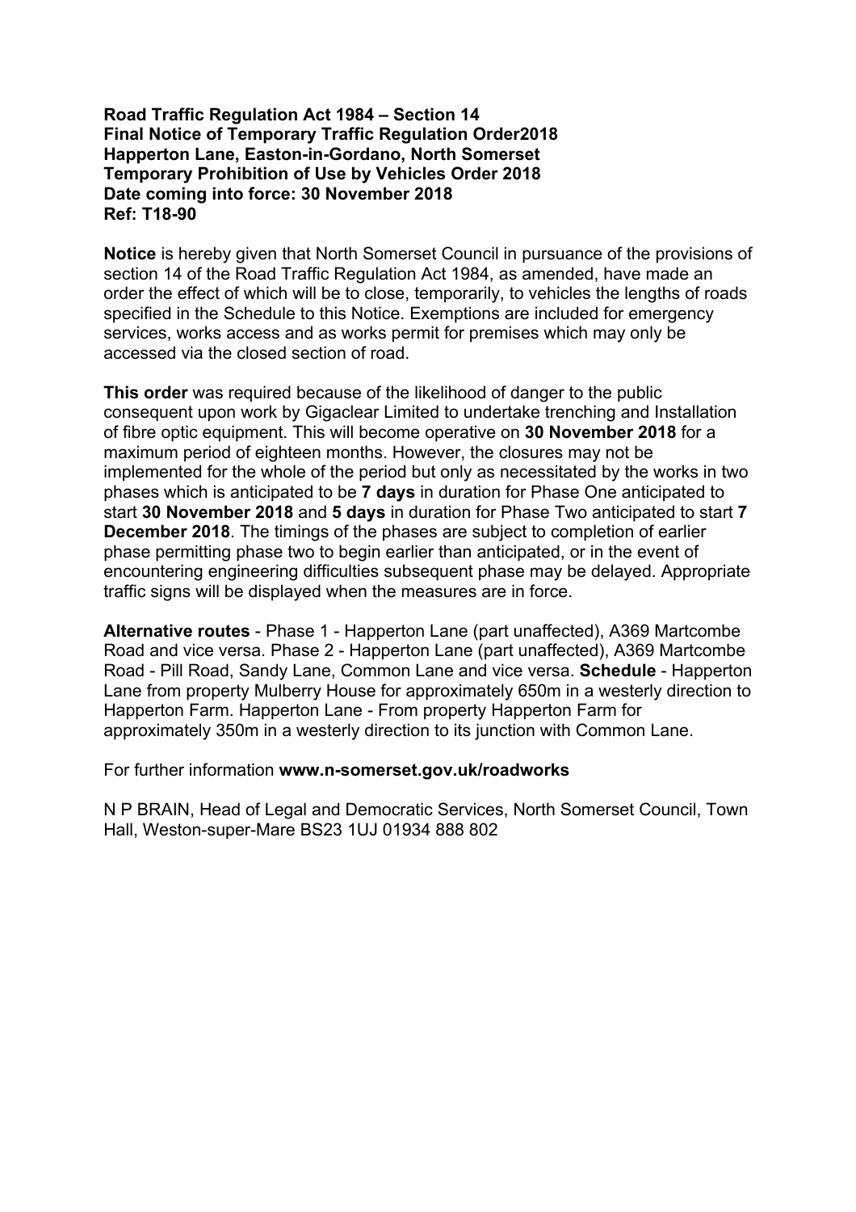**Road Traffic Regulation Act 1984 – Section 14**
**Final Notice of Temporary Traffic Regulation Order2018**
**Happerton Lane, Easton-in-Gordano, North Somerset**
**Temporary Prohibition of Use by Vehicles Order 2018**
**Date coming into force: 30 November 2018**
**Ref: T18-90**

**Notice** is hereby given that North Somerset Council in pursuance of the provisions of section 14 of the Road Traffic Regulation Act 1984, as amended, have made an order the effect of which will be to close, temporarily, to vehicles the lengths of roads specified in the Schedule to this Notice. Exemptions are included for emergency services, works access and as works permit for premises which may only be accessed via the closed section of road.

**This order** was required because of the likelihood of danger to the public consequent upon work by Gigaclear Limited to undertake trenching and Installation of fibre optic equipment. This will become operative on **30 November 2018** for a maximum period of eighteen months. However, the closures may not be implemented for the whole of the period but only as necessitated by the works in two phases which is anticipated to be **7 days** in duration for Phase One anticipated to start **30 November 2018** and **5 days** in duration for Phase Two anticipated to start **7 December 2018**. The timings of the phases are subject to completion of earlier phase permitting phase two to begin earlier than anticipated, or in the event of encountering engineering difficulties subsequent phase may be delayed. Appropriate traffic signs will be displayed when the measures are in force.

**Alternative routes** - Phase 1 - Happerton Lane (part unaffected), A369 Martcombe Road and vice versa. Phase 2 - Happerton Lane (part unaffected), A369 Martcombe Road - Pill Road, Sandy Lane, Common Lane and vice versa. **Schedule** - Happerton Lane from property Mulberry House for approximately 650m in a westerly direction to Happerton Farm. Happerton Lane - From property Happerton Farm for approximately 350m in a westerly direction to its junction with Common Lane.

For further information **www.n-somerset.gov.uk/roadworks**

N P BRAIN, Head of Legal and Democratic Services, North Somerset Council, Town Hall, Weston-super-Mare BS23 1UJ 01934 888 802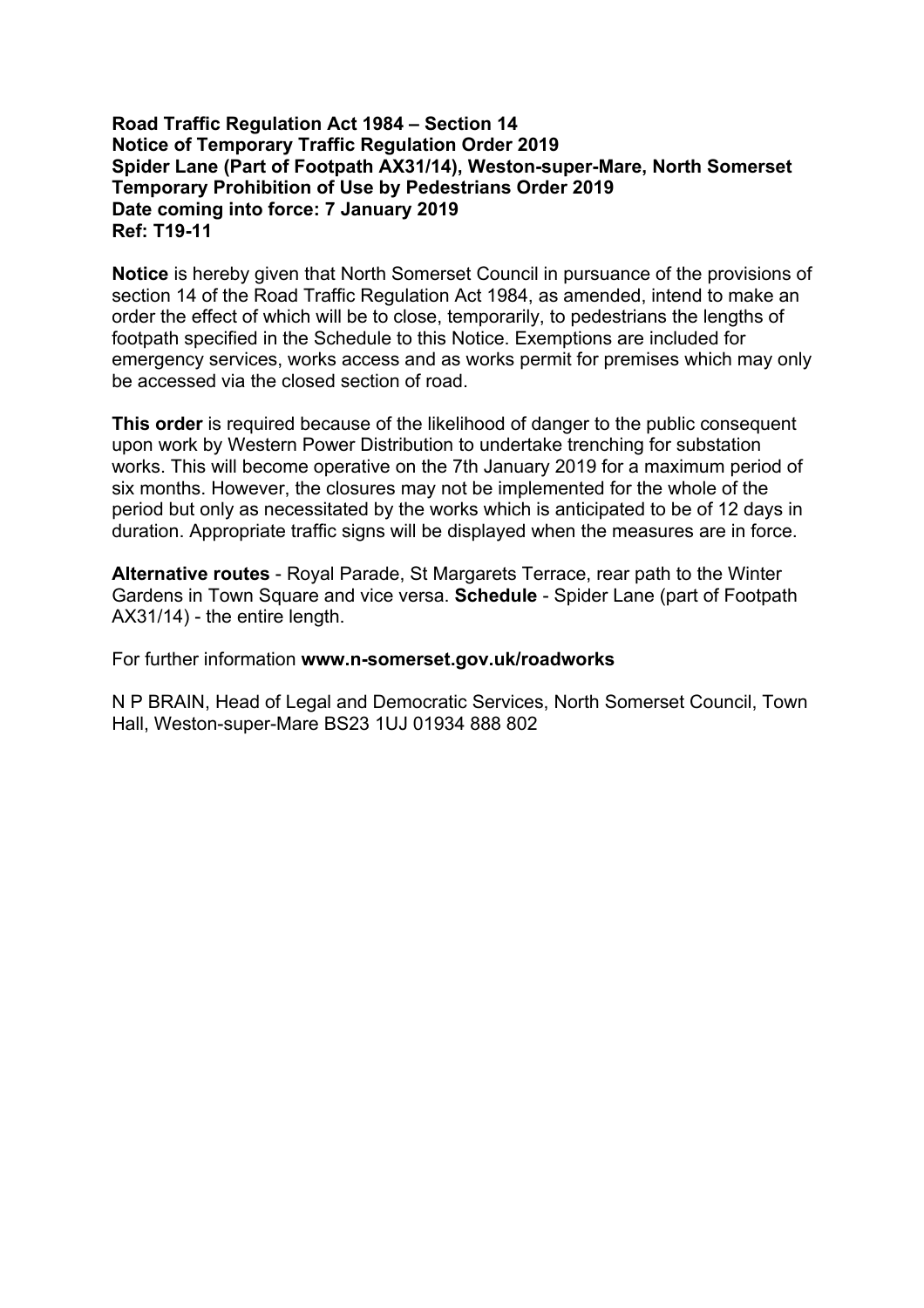**Road Traffic Regulation Act 1984 – Section 14**
**Notice of Temporary Traffic Regulation Order 2019**
**Spider Lane (Part of Footpath AX31/14), Weston-super-Mare, North Somerset**
**Temporary Prohibition of Use by Pedestrians Order 2019**
**Date coming into force: 7 January 2019**
**Ref: T19-11**

**Notice** is hereby given that North Somerset Council in pursuance of the provisions of section 14 of the Road Traffic Regulation Act 1984, as amended, intend to make an order the effect of which will be to close, temporarily, to pedestrians the lengths of footpath specified in the Schedule to this Notice. Exemptions are included for emergency services, works access and as works permit for premises which may only be accessed via the closed section of road.

**This order** is required because of the likelihood of danger to the public consequent upon work by Western Power Distribution to undertake trenching for substation works. This will become operative on the 7th January 2019 for a maximum period of six months. However, the closures may not be implemented for the whole of the period but only as necessitated by the works which is anticipated to be of 12 days in duration. Appropriate traffic signs will be displayed when the measures are in force.

**Alternative routes** - Royal Parade, St Margarets Terrace, rear path to the Winter Gardens in Town Square and vice versa. **Schedule** - Spider Lane (part of Footpath AX31/14) - the entire length.

For further information **www.n-somerset.gov.uk/roadworks**

N P BRAIN, Head of Legal and Democratic Services, North Somerset Council, Town Hall, Weston-super-Mare BS23 1UJ 01934 888 802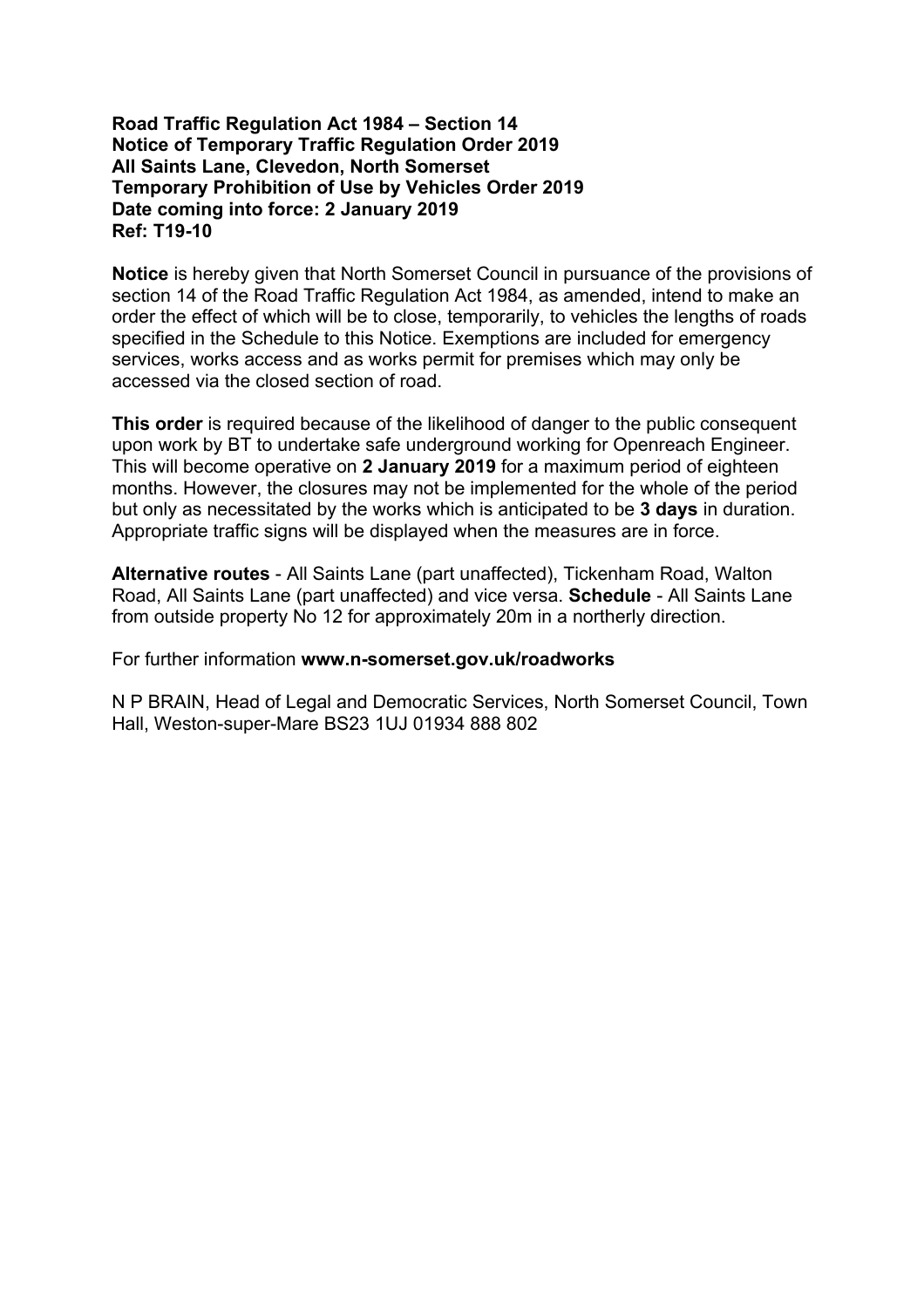**Road Traffic Regulation Act 1984 – Section 14**
**Notice of Temporary Traffic Regulation Order 2019**
**All Saints Lane, Clevedon, North Somerset**
**Temporary Prohibition of Use by Vehicles Order 2019**
**Date coming into force: 2 January 2019**
**Ref: T19-10**

**Notice** is hereby given that North Somerset Council in pursuance of the provisions of section 14 of the Road Traffic Regulation Act 1984, as amended, intend to make an order the effect of which will be to close, temporarily, to vehicles the lengths of roads specified in the Schedule to this Notice. Exemptions are included for emergency services, works access and as works permit for premises which may only be accessed via the closed section of road.

**This order** is required because of the likelihood of danger to the public consequent upon work by BT to undertake safe underground working for Openreach Engineer. This will become operative on **2 January 2019** for a maximum period of eighteen months. However, the closures may not be implemented for the whole of the period but only as necessitated by the works which is anticipated to be **3 days** in duration. Appropriate traffic signs will be displayed when the measures are in force.

**Alternative routes** - All Saints Lane (part unaffected), Tickenham Road, Walton Road, All Saints Lane (part unaffected) and vice versa. **Schedule** - All Saints Lane from outside property No 12 for approximately 20m in a northerly direction.

For further information **www.n-somerset.gov.uk/roadworks**

N P BRAIN, Head of Legal and Democratic Services, North Somerset Council, Town Hall, Weston-super-Mare BS23 1UJ 01934 888 802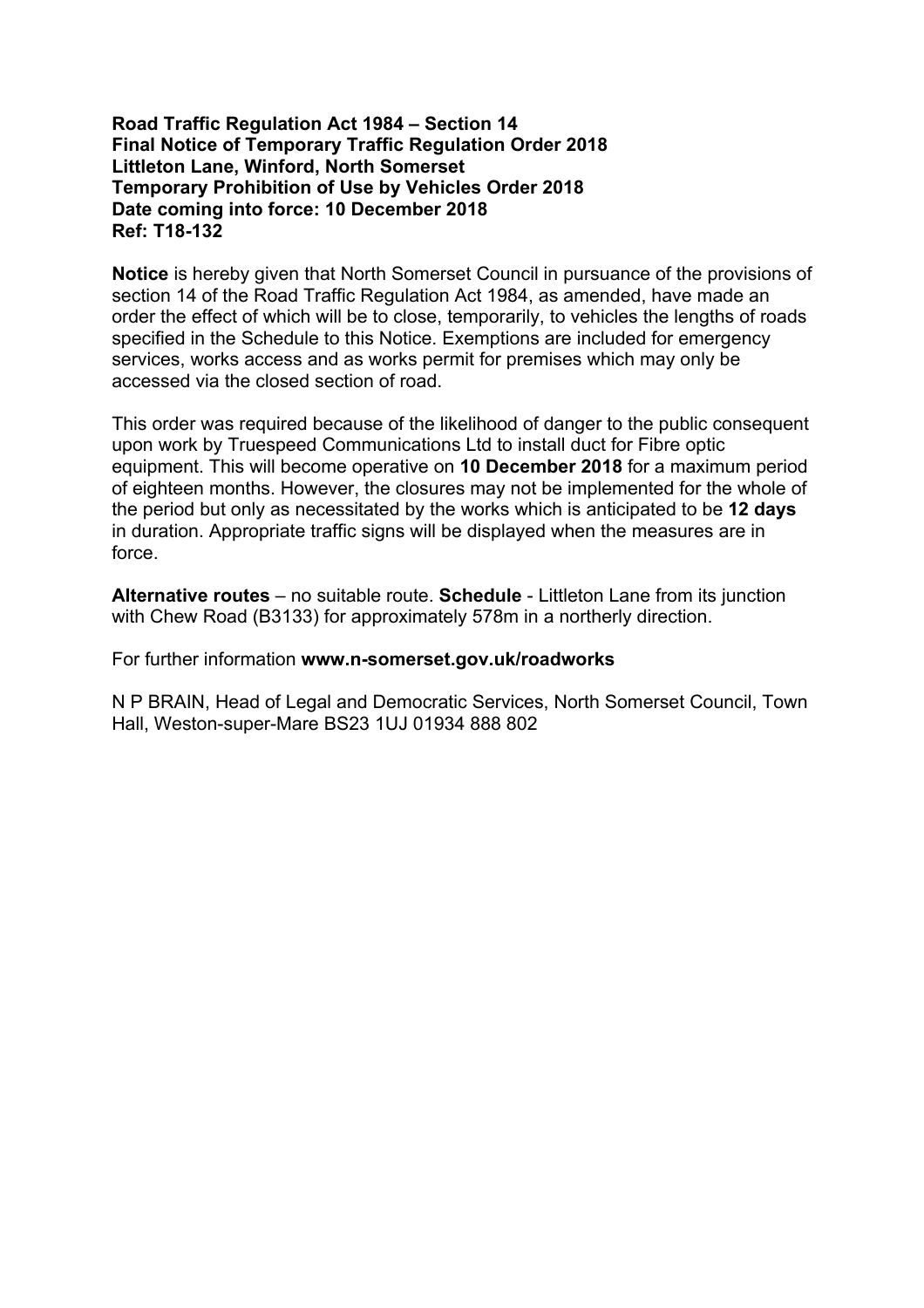**Road Traffic Regulation Act 1984 – Section 14**
**Final Notice of Temporary Traffic Regulation Order 2018**
**Littleton Lane, Winford, North Somerset**
**Temporary Prohibition of Use by Vehicles Order 2018**
**Date coming into force: 10 December 2018**
**Ref: T18-132**

**Notice** is hereby given that North Somerset Council in pursuance of the provisions of section 14 of the Road Traffic Regulation Act 1984, as amended, have made an order the effect of which will be to close, temporarily, to vehicles the lengths of roads specified in the Schedule to this Notice. Exemptions are included for emergency services, works access and as works permit for premises which may only be accessed via the closed section of road.

This order was required because of the likelihood of danger to the public consequent upon work by Truespeed Communications Ltd to install duct for Fibre optic equipment. This will become operative on **10 December 2018** for a maximum period of eighteen months. However, the closures may not be implemented for the whole of the period but only as necessitated by the works which is anticipated to be **12 days** in duration. Appropriate traffic signs will be displayed when the measures are in force.

**Alternative routes** – no suitable route. **Schedule** - Littleton Lane from its junction with Chew Road (B3133) for approximately 578m in a northerly direction.

For further information **www.n-somerset.gov.uk/roadworks**

N P BRAIN, Head of Legal and Democratic Services, North Somerset Council, Town Hall, Weston-super-Mare BS23 1UJ 01934 888 802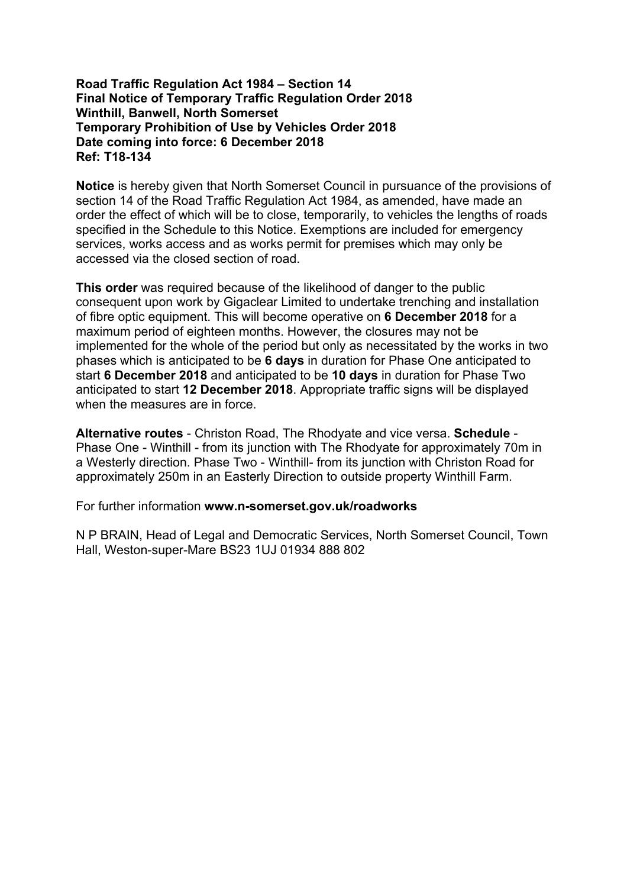**Road Traffic Regulation Act 1984 – Section 14**
**Final Notice of Temporary Traffic Regulation Order 2018**
**Winthill, Banwell, North Somerset**
**Temporary Prohibition of Use by Vehicles Order 2018**
**Date coming into force: 6 December 2018**
**Ref: T18-134**

**Notice** is hereby given that North Somerset Council in pursuance of the provisions of section 14 of the Road Traffic Regulation Act 1984, as amended, have made an order the effect of which will be to close, temporarily, to vehicles the lengths of roads specified in the Schedule to this Notice. Exemptions are included for emergency services, works access and as works permit for premises which may only be accessed via the closed section of road.

**This order** was required because of the likelihood of danger to the public consequent upon work by Gigaclear Limited to undertake trenching and installation of fibre optic equipment. This will become operative on **6 December 2018** for a maximum period of eighteen months. However, the closures may not be implemented for the whole of the period but only as necessitated by the works in two phases which is anticipated to be **6 days** in duration for Phase One anticipated to start **6 December 2018** and anticipated to be **10 days** in duration for Phase Two anticipated to start **12 December 2018**. Appropriate traffic signs will be displayed when the measures are in force.

**Alternative routes** - Christon Road, The Rhodyate and vice versa. **Schedule** - Phase One - Winthill - from its junction with The Rhodyate for approximately 70m in a Westerly direction. Phase Two - Winthill- from its junction with Christon Road for approximately 250m in an Easterly Direction to outside property Winthill Farm.

For further information **www.n-somerset.gov.uk/roadworks**

N P BRAIN, Head of Legal and Democratic Services, North Somerset Council, Town Hall, Weston-super-Mare BS23 1UJ 01934 888 802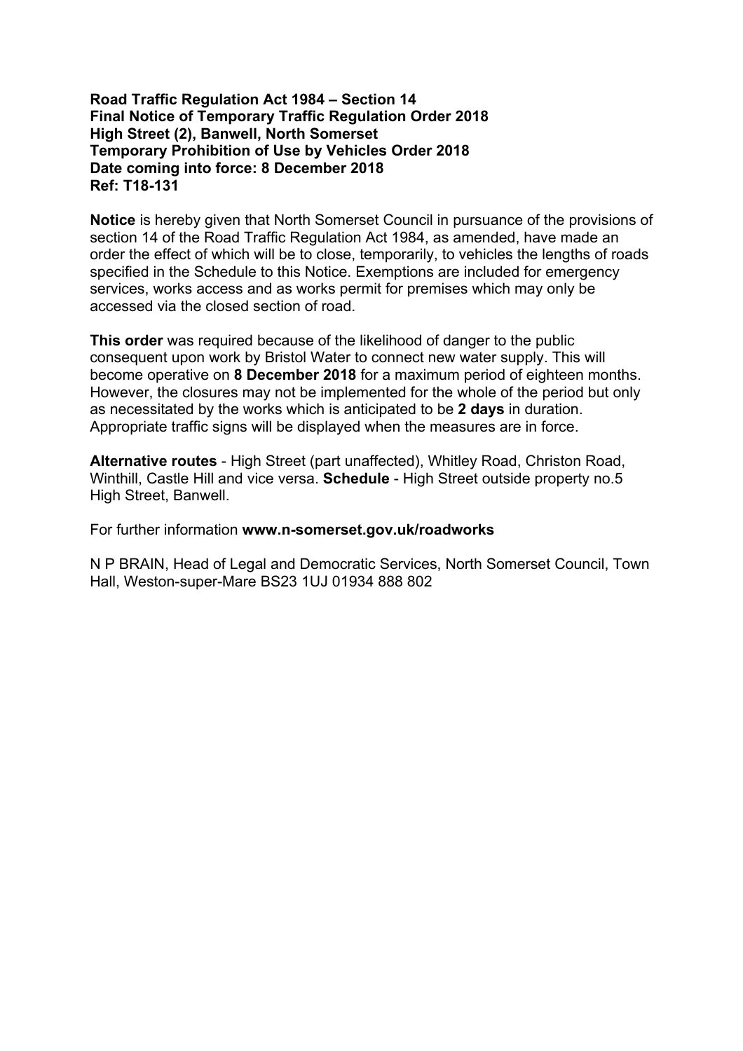**Road Traffic Regulation Act 1984 – Section 14**
**Final Notice of Temporary Traffic Regulation Order 2018**
**High Street (2), Banwell, North Somerset**
**Temporary Prohibition of Use by Vehicles Order 2018**
**Date coming into force: 8 December 2018**
**Ref: T18-131**

**Notice** is hereby given that North Somerset Council in pursuance of the provisions of section 14 of the Road Traffic Regulation Act 1984, as amended, have made an order the effect of which will be to close, temporarily, to vehicles the lengths of roads specified in the Schedule to this Notice. Exemptions are included for emergency services, works access and as works permit for premises which may only be accessed via the closed section of road.

**This order** was required because of the likelihood of danger to the public consequent upon work by Bristol Water to connect new water supply. This will become operative on **8 December 2018** for a maximum period of eighteen months. However, the closures may not be implemented for the whole of the period but only as necessitated by the works which is anticipated to be **2 days** in duration. Appropriate traffic signs will be displayed when the measures are in force.

**Alternative routes** - High Street (part unaffected), Whitley Road, Christon Road, Winthill, Castle Hill and vice versa. **Schedule** - High Street outside property no.5 High Street, Banwell.

For further information **www.n-somerset.gov.uk/roadworks**

N P BRAIN, Head of Legal and Democratic Services, North Somerset Council, Town Hall, Weston-super-Mare BS23 1UJ 01934 888 802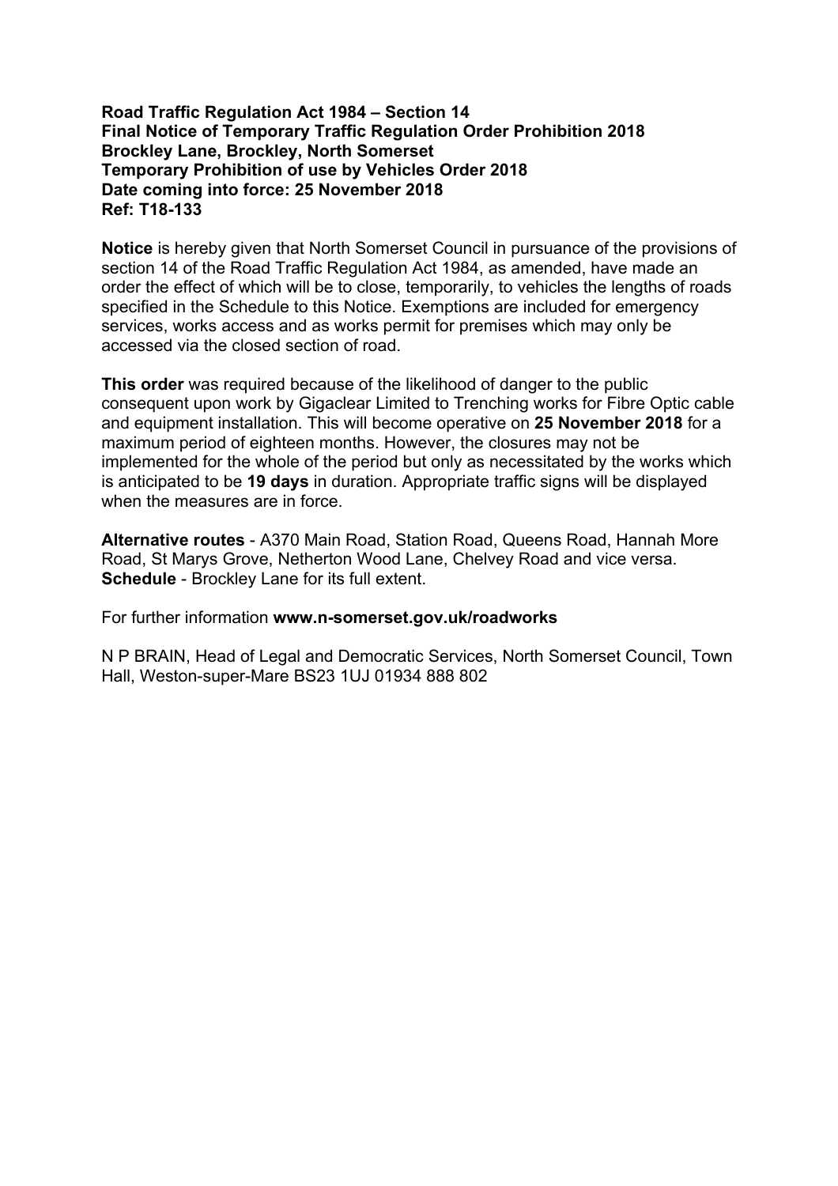**Road Traffic Regulation Act 1984 – Section 14**
**Final Notice of Temporary Traffic Regulation Order Prohibition 2018**
**Brockley Lane, Brockley, North Somerset**
**Temporary Prohibition of use by Vehicles Order 2018**
**Date coming into force: 25 November 2018**
**Ref: T18-133**

**Notice** is hereby given that North Somerset Council in pursuance of the provisions of section 14 of the Road Traffic Regulation Act 1984, as amended, have made an order the effect of which will be to close, temporarily, to vehicles the lengths of roads specified in the Schedule to this Notice. Exemptions are included for emergency services, works access and as works permit for premises which may only be accessed via the closed section of road.

**This order** was required because of the likelihood of danger to the public consequent upon work by Gigaclear Limited to Trenching works for Fibre Optic cable and equipment installation. This will become operative on **25 November 2018** for a maximum period of eighteen months. However, the closures may not be implemented for the whole of the period but only as necessitated by the works which is anticipated to be **19 days** in duration. Appropriate traffic signs will be displayed when the measures are in force.

**Alternative routes** - A370 Main Road, Station Road, Queens Road, Hannah More Road, St Marys Grove, Netherton Wood Lane, Chelvey Road and vice versa.
**Schedule** - Brockley Lane for its full extent.

For further information **www.n-somerset.gov.uk/roadworks**

N P BRAIN, Head of Legal and Democratic Services, North Somerset Council, Town Hall, Weston-super-Mare BS23 1UJ 01934 888 802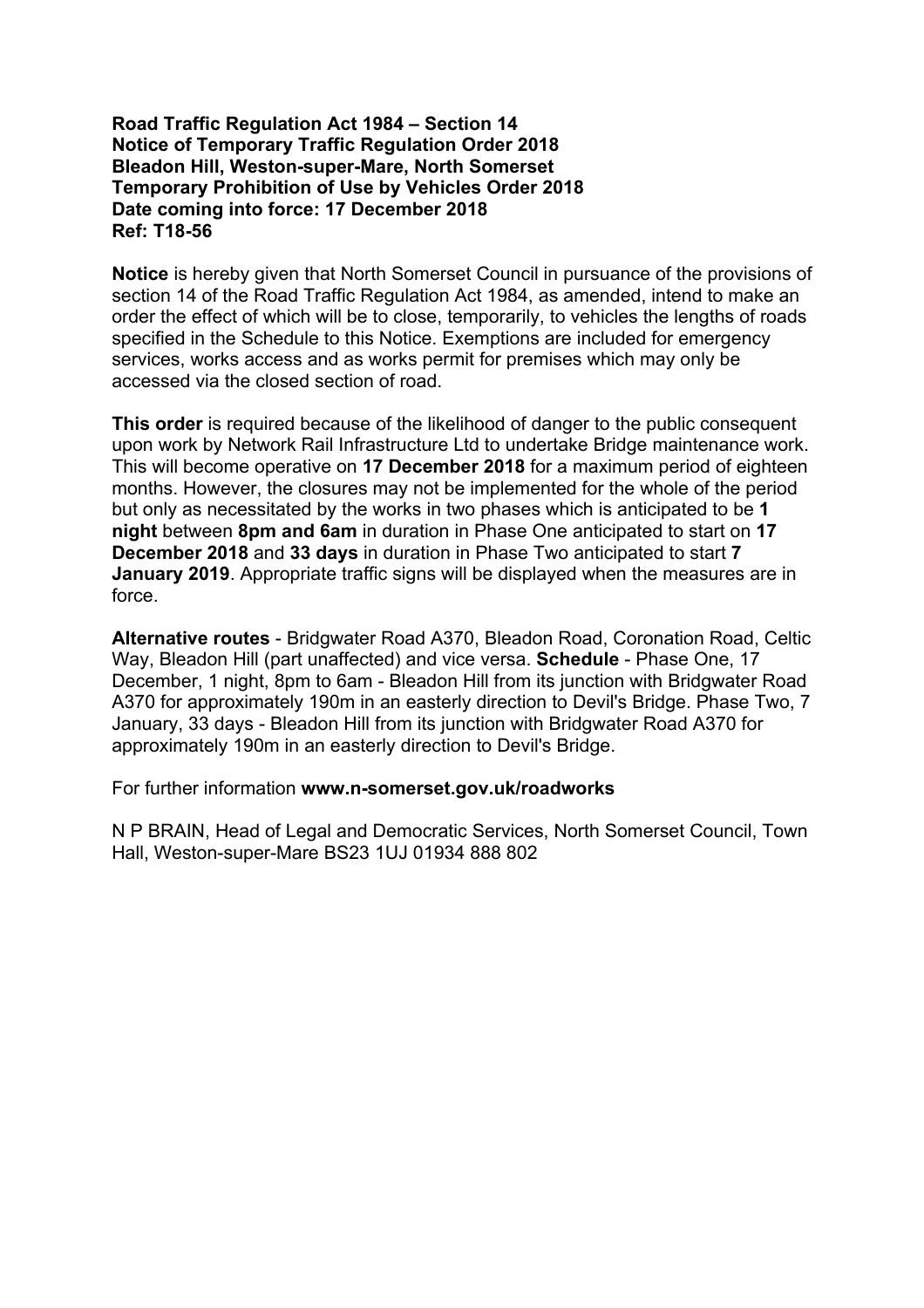**Road Traffic Regulation Act 1984 – Section 14**
**Notice of Temporary Traffic Regulation Order 2018**
**Bleadon Hill, Weston-super-Mare, North Somerset**
**Temporary Prohibition of Use by Vehicles Order 2018**
**Date coming into force: 17 December 2018**
**Ref: T18-56**

**Notice** is hereby given that North Somerset Council in pursuance of the provisions of section 14 of the Road Traffic Regulation Act 1984, as amended, intend to make an order the effect of which will be to close, temporarily, to vehicles the lengths of roads specified in the Schedule to this Notice. Exemptions are included for emergency services, works access and as works permit for premises which may only be accessed via the closed section of road.

**This order** is required because of the likelihood of danger to the public consequent upon work by Network Rail Infrastructure Ltd to undertake Bridge maintenance work. This will become operative on **17 December 2018** for a maximum period of eighteen months. However, the closures may not be implemented for the whole of the period but only as necessitated by the works in two phases which is anticipated to be **1 night** between **8pm and 6am** in duration in Phase One anticipated to start on **17 December 2018** and **33 days** in duration in Phase Two anticipated to start **7 January 2019**. Appropriate traffic signs will be displayed when the measures are in force.

**Alternative routes** - Bridgwater Road A370, Bleadon Road, Coronation Road, Celtic Way, Bleadon Hill (part unaffected) and vice versa. **Schedule** - Phase One, 17 December, 1 night, 8pm to 6am - Bleadon Hill from its junction with Bridgwater Road A370 for approximately 190m in an easterly direction to Devil's Bridge. Phase Two, 7 January, 33 days - Bleadon Hill from its junction with Bridgwater Road A370 for approximately 190m in an easterly direction to Devil's Bridge.

For further information **www.n-somerset.gov.uk/roadworks**

N P BRAIN, Head of Legal and Democratic Services, North Somerset Council, Town Hall, Weston-super-Mare BS23 1UJ 01934 888 802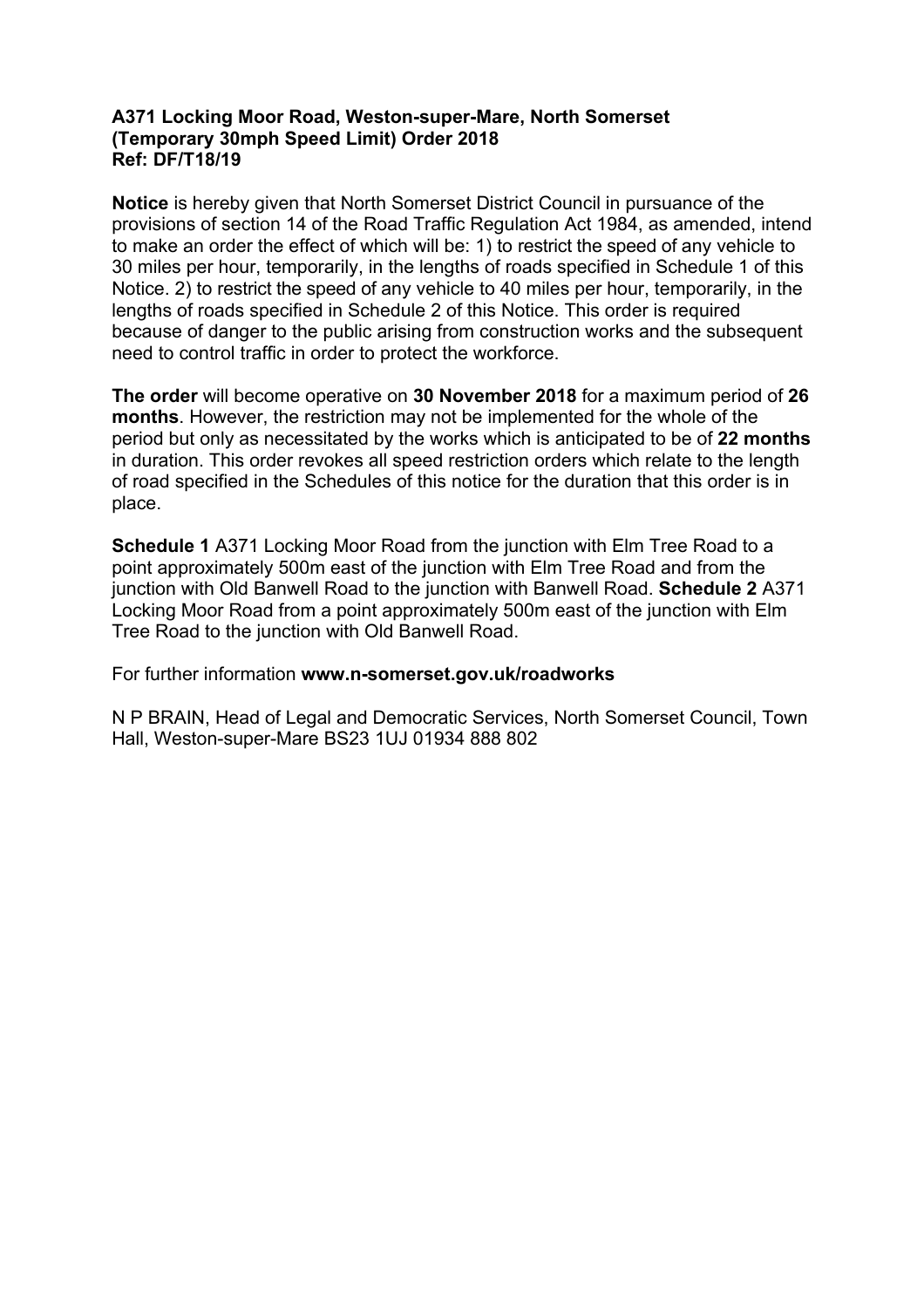**A371 Locking Moor Road, Weston-super-Mare, North Somerset (Temporary 30mph Speed Limit) Order 2018**
**Ref: DF/T18/19**

**Notice** is hereby given that North Somerset District Council in pursuance of the provisions of section 14 of the Road Traffic Regulation Act 1984, as amended, intend to make an order the effect of which will be: 1) to restrict the speed of any vehicle to 30 miles per hour, temporarily, in the lengths of roads specified in Schedule 1 of this Notice. 2) to restrict the speed of any vehicle to 40 miles per hour, temporarily, in the lengths of roads specified in Schedule 2 of this Notice. This order is required because of danger to the public arising from construction works and the subsequent need to control traffic in order to protect the workforce.

**The order** will become operative on **30 November 2018** for a maximum period of **26 months**. However, the restriction may not be implemented for the whole of the period but only as necessitated by the works which is anticipated to be of **22 months** in duration. This order revokes all speed restriction orders which relate to the length of road specified in the Schedules of this notice for the duration that this order is in place.

**Schedule 1** A371 Locking Moor Road from the junction with Elm Tree Road to a point approximately 500m east of the junction with Elm Tree Road and from the junction with Old Banwell Road to the junction with Banwell Road. **Schedule 2** A371 Locking Moor Road from a point approximately 500m east of the junction with Elm Tree Road to the junction with Old Banwell Road.

For further information **www.n-somerset.gov.uk/roadworks**

N P BRAIN, Head of Legal and Democratic Services, North Somerset Council, Town Hall, Weston-super-Mare BS23 1UJ 01934 888 802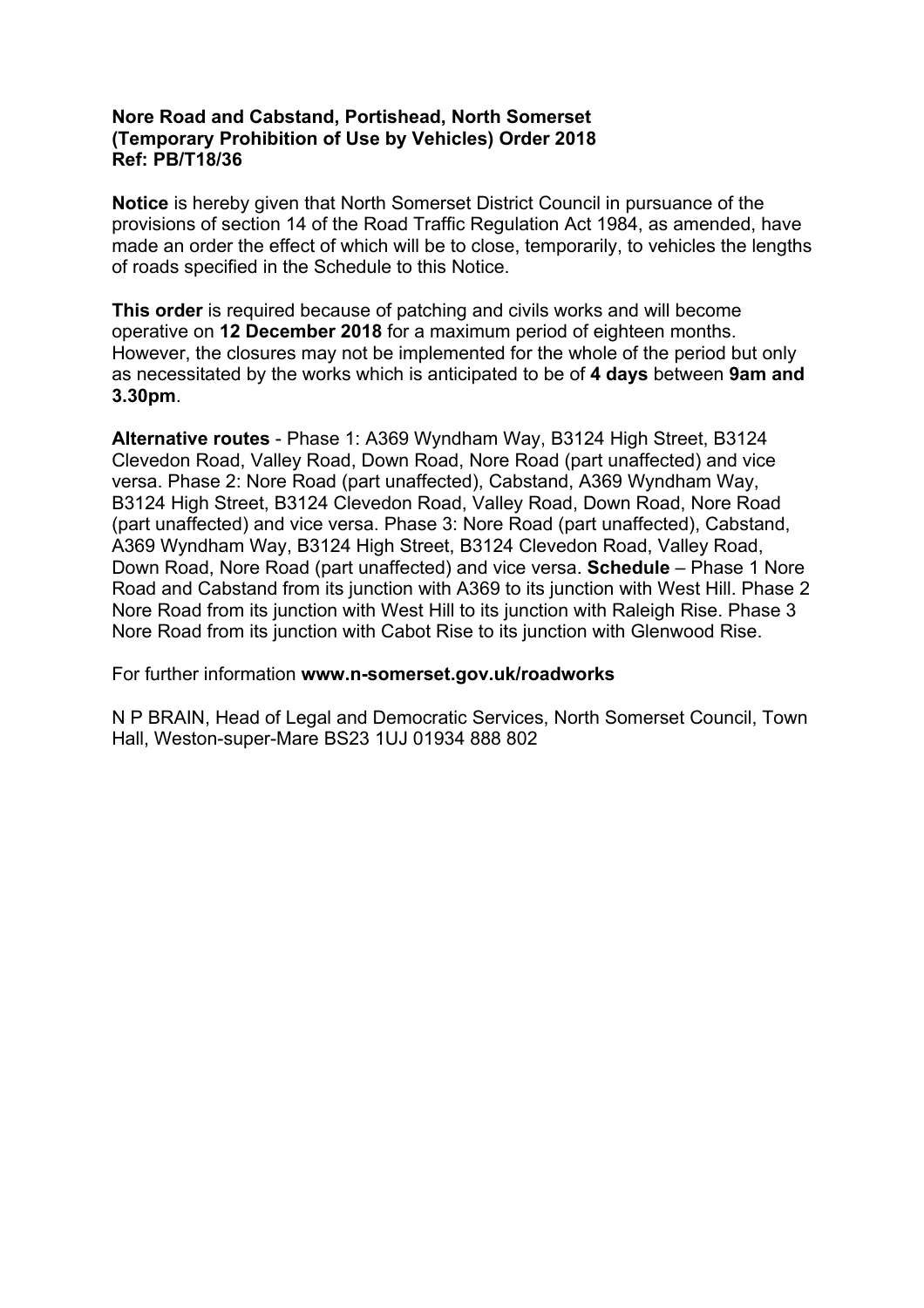**Nore Road and Cabstand, Portishead, North Somerset (Temporary Prohibition of Use by Vehicles) Order 2018 Ref: PB/T18/36**

**Notice** is hereby given that North Somerset District Council in pursuance of the provisions of section 14 of the Road Traffic Regulation Act 1984, as amended, have made an order the effect of which will be to close, temporarily, to vehicles the lengths of roads specified in the Schedule to this Notice.

**This order** is required because of patching and civils works and will become operative on **12 December 2018** for a maximum period of eighteen months. However, the closures may not be implemented for the whole of the period but only as necessitated by the works which is anticipated to be of **4 days** between **9am and 3.30pm**.

**Alternative routes** - Phase 1: A369 Wyndham Way, B3124 High Street, B3124 Clevedon Road, Valley Road, Down Road, Nore Road (part unaffected) and vice versa. Phase 2: Nore Road (part unaffected), Cabstand, A369 Wyndham Way, B3124 High Street, B3124 Clevedon Road, Valley Road, Down Road, Nore Road (part unaffected) and vice versa. Phase 3: Nore Road (part unaffected), Cabstand, A369 Wyndham Way, B3124 High Street, B3124 Clevedon Road, Valley Road, Down Road, Nore Road (part unaffected) and vice versa. **Schedule** – Phase 1 Nore Road and Cabstand from its junction with A369 to its junction with West Hill. Phase 2 Nore Road from its junction with West Hill to its junction with Raleigh Rise. Phase 3 Nore Road from its junction with Cabot Rise to its junction with Glenwood Rise.

For further information **www.n-somerset.gov.uk/roadworks**

N P BRAIN, Head of Legal and Democratic Services, North Somerset Council, Town Hall, Weston-super-Mare BS23 1UJ 01934 888 802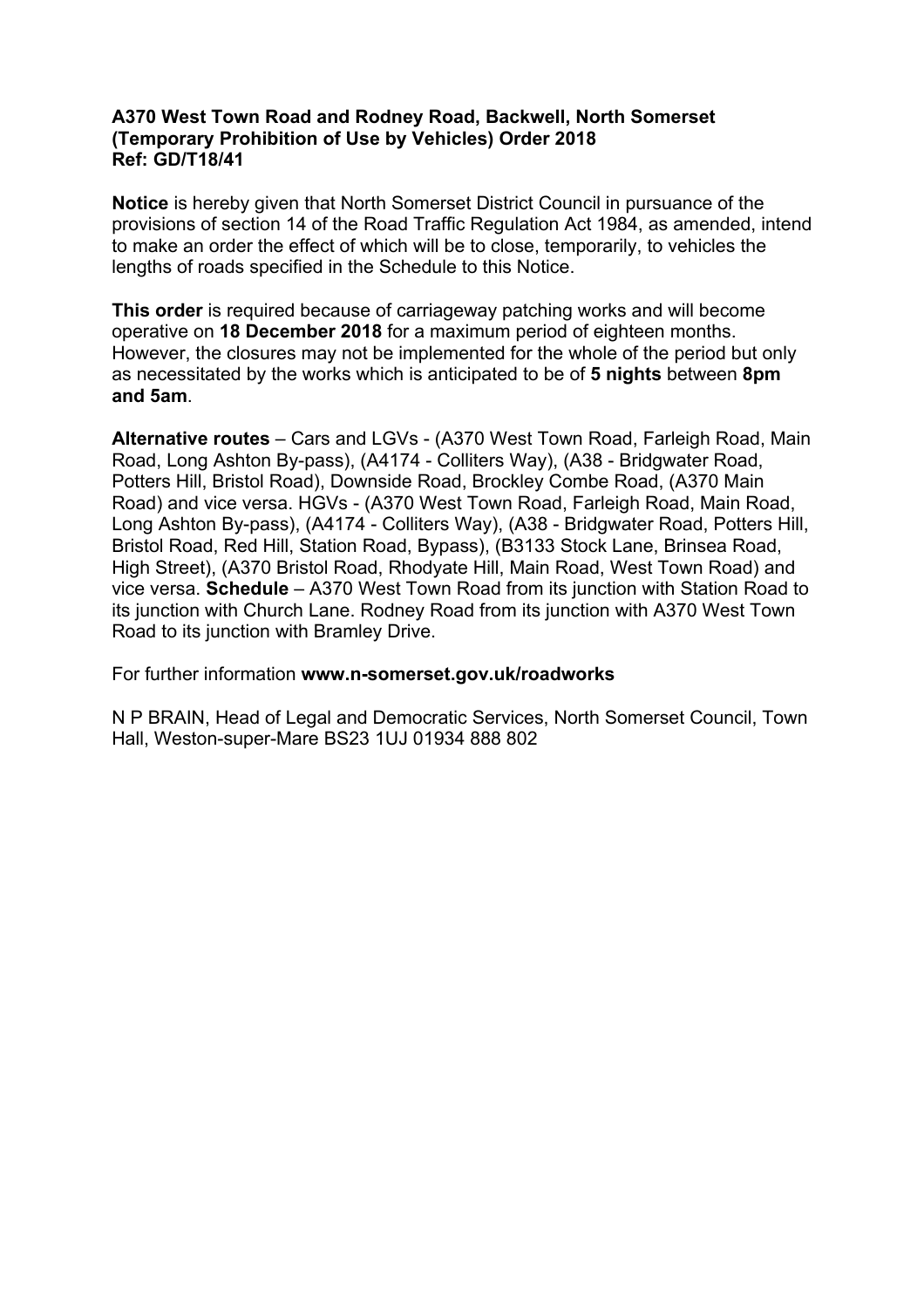**A370 West Town Road and Rodney Road, Backwell, North Somerset (Temporary Prohibition of Use by Vehicles) Order 2018**
**Ref: GD/T18/41**

**Notice** is hereby given that North Somerset District Council in pursuance of the provisions of section 14 of the Road Traffic Regulation Act 1984, as amended, intend to make an order the effect of which will be to close, temporarily, to vehicles the lengths of roads specified in the Schedule to this Notice.

**This order** is required because of carriageway patching works and will become operative on **18 December 2018** for a maximum period of eighteen months. However, the closures may not be implemented for the whole of the period but only as necessitated by the works which is anticipated to be of **5 nights** between **8pm and 5am**.

**Alternative routes** – Cars and LGVs - (A370 West Town Road, Farleigh Road, Main Road, Long Ashton By-pass), (A4174 - Colliters Way), (A38 - Bridgwater Road, Potters Hill, Bristol Road), Downside Road, Brockley Combe Road, (A370 Main Road) and vice versa. HGVs - (A370 West Town Road, Farleigh Road, Main Road, Long Ashton By-pass), (A4174 - Colliters Way), (A38 - Bridgwater Road, Potters Hill, Bristol Road, Red Hill, Station Road, Bypass), (B3133 Stock Lane, Brinsea Road, High Street), (A370 Bristol Road, Rhodyate Hill, Main Road, West Town Road) and vice versa. **Schedule** – A370 West Town Road from its junction with Station Road to its junction with Church Lane. Rodney Road from its junction with A370 West Town Road to its junction with Bramley Drive.

For further information **www.n-somerset.gov.uk/roadworks**

N P BRAIN, Head of Legal and Democratic Services, North Somerset Council, Town Hall, Weston-super-Mare BS23 1UJ 01934 888 802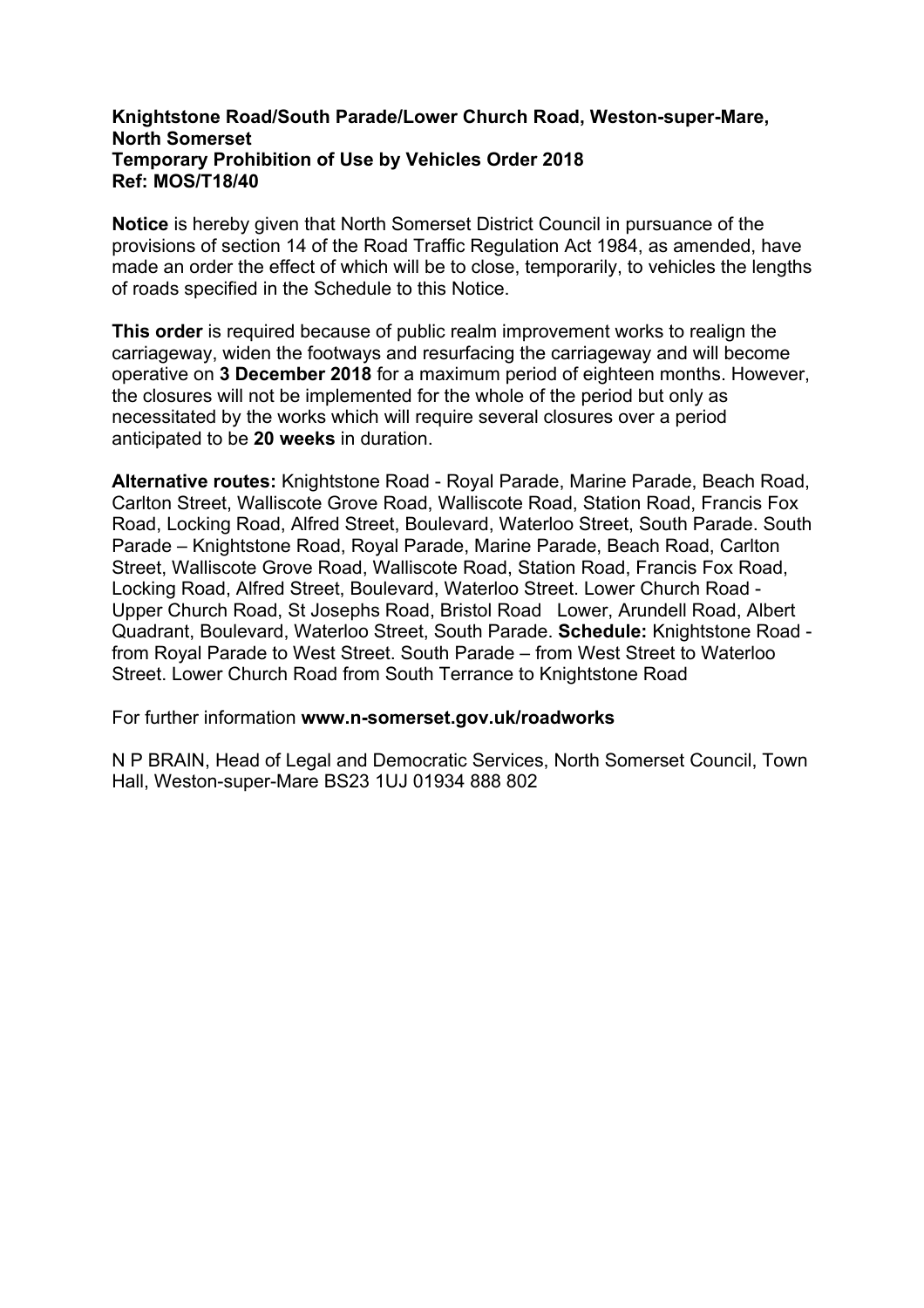**Knightstone Road/South Parade/Lower Church Road, Weston-super-Mare, North Somerset**
**Temporary Prohibition of Use by Vehicles Order 2018**
**Ref: MOS/T18/40**

**Notice** is hereby given that North Somerset District Council in pursuance of the provisions of section 14 of the Road Traffic Regulation Act 1984, as amended, have made an order the effect of which will be to close, temporarily, to vehicles the lengths of roads specified in the Schedule to this Notice.

**This order** is required because of public realm improvement works to realign the carriageway, widen the footways and resurfacing the carriageway and will become operative on **3 December 2018** for a maximum period of eighteen months. However, the closures will not be implemented for the whole of the period but only as necessitated by the works which will require several closures over a period anticipated to be **20 weeks** in duration.

**Alternative routes:** Knightstone Road - Royal Parade, Marine Parade, Beach Road, Carlton Street, Walliscote Grove Road, Walliscote Road, Station Road, Francis Fox Road, Locking Road, Alfred Street, Boulevard, Waterloo Street, South Parade. South Parade – Knightstone Road, Royal Parade, Marine Parade, Beach Road, Carlton Street, Walliscote Grove Road, Walliscote Road, Station Road, Francis Fox Road, Locking Road, Alfred Street, Boulevard, Waterloo Street. Lower Church Road - Upper Church Road, St Josephs Road, Bristol Road Lower, Arundell Road, Albert Quadrant, Boulevard, Waterloo Street, South Parade. **Schedule:** Knightstone Road - from Royal Parade to West Street. South Parade – from West Street to Waterloo Street. Lower Church Road from South Terrance to Knightstone Road

For further information **www.n-somerset.gov.uk/roadworks**

N P BRAIN, Head of Legal and Democratic Services, North Somerset Council, Town Hall, Weston-super-Mare BS23 1UJ 01934 888 802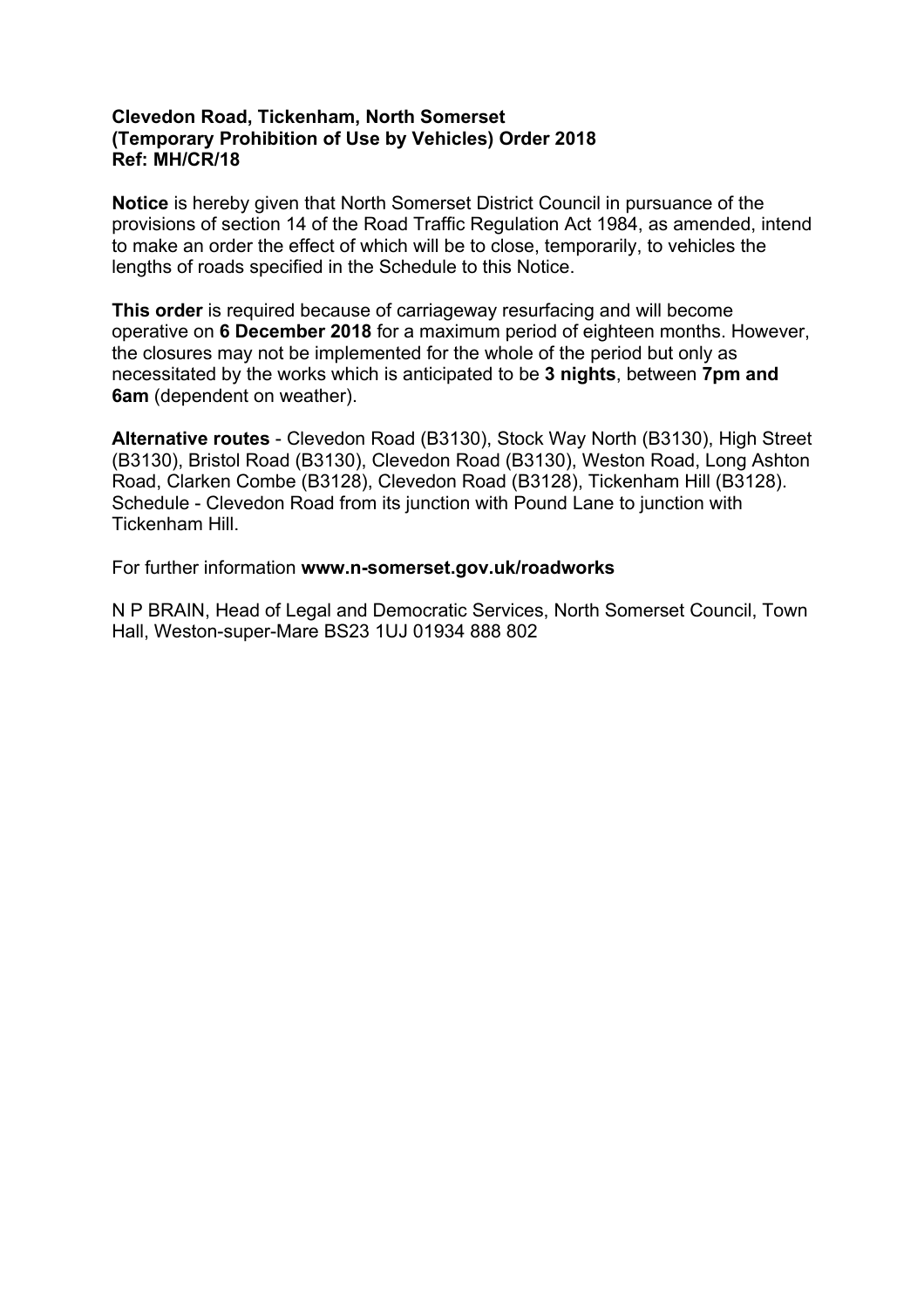**Clevedon Road, Tickenham, North Somerset**
**(Temporary Prohibition of Use by Vehicles) Order 2018**
**Ref: MH/CR/18**

**Notice** is hereby given that North Somerset District Council in pursuance of the provisions of section 14 of the Road Traffic Regulation Act 1984, as amended, intend to make an order the effect of which will be to close, temporarily, to vehicles the lengths of roads specified in the Schedule to this Notice.

**This order** is required because of carriageway resurfacing and will become operative on **6 December 2018** for a maximum period of eighteen months. However, the closures may not be implemented for the whole of the period but only as necessitated by the works which is anticipated to be **3 nights**, between **7pm and 6am** (dependent on weather).

**Alternative routes** - Clevedon Road (B3130), Stock Way North (B3130), High Street (B3130), Bristol Road (B3130), Clevedon Road (B3130), Weston Road, Long Ashton Road, Clarken Combe (B3128), Clevedon Road (B3128), Tickenham Hill (B3128). Schedule - Clevedon Road from its junction with Pound Lane to junction with Tickenham Hill.

For further information **www.n-somerset.gov.uk/roadworks**

N P BRAIN, Head of Legal and Democratic Services, North Somerset Council, Town Hall, Weston-super-Mare BS23 1UJ 01934 888 802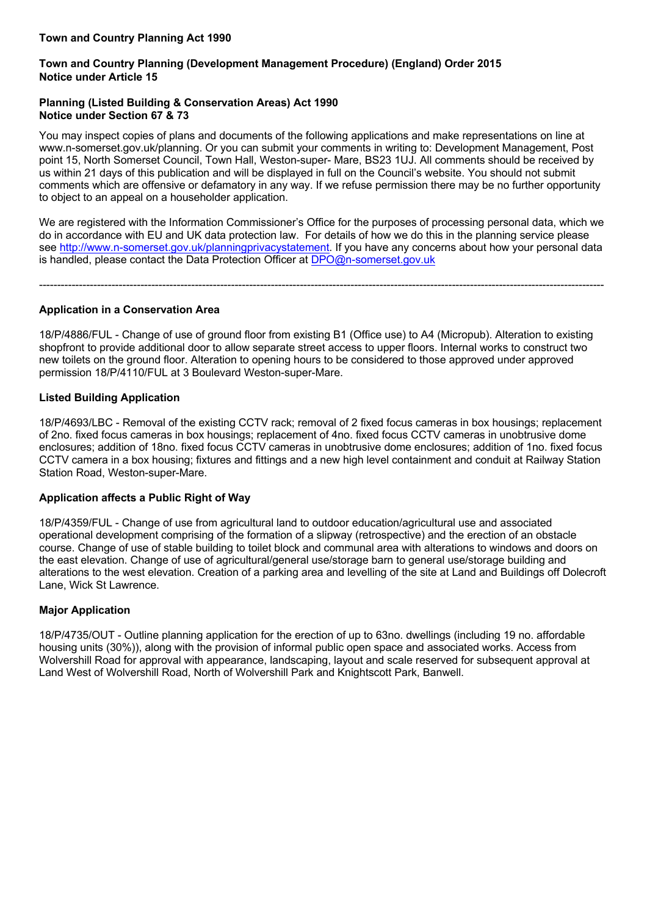**Town and Country Planning Act 1990**

**Town and Country Planning (Development Management Procedure) (England) Order 2015**
**Notice under Article 15**

**Planning (Listed Building & Conservation Areas) Act 1990**
**Notice under Section 67 & 73**

You may inspect copies of plans and documents of the following applications and make representations on line at www.n-somerset.gov.uk/planning. Or you can submit your comments in writing to: Development Management, Post point 15, North Somerset Council, Town Hall, Weston-super- Mare, BS23 1UJ. All comments should be received by us within 21 days of this publication and will be displayed in full on the Council's website. You should not submit comments which are offensive or defamatory in any way. If we refuse permission there may be no further opportunity to object to an appeal on a householder application.

We are registered with the Information Commissioner's Office for the purposes of processing personal data, which we do in accordance with EU and UK data protection law. For details of how we do this in the planning service please see http://www.n-somerset.gov.uk/planningprivacystatement. If you have any concerns about how your personal data is handled, please contact the Data Protection Officer at DPO@n-somerset.gov.uk

---

**Application in a Conservation Area**

18/P/4886/FUL - Change of use of ground floor from existing B1 (Office use) to A4 (Micropub). Alteration to existing shopfront to provide additional door to allow separate street access to upper floors. Internal works to construct two new toilets on the ground floor. Alteration to opening hours to be considered to those approved under approved permission 18/P/4110/FUL at 3 Boulevard Weston-super-Mare.

**Listed Building Application**

18/P/4693/LBC - Removal of the existing CCTV rack; removal of 2 fixed focus cameras in box housings; replacement of 2no. fixed focus cameras in box housings; replacement of 4no. fixed focus CCTV cameras in unobtrusive dome enclosures; addition of 18no. fixed focus CCTV cameras in unobtrusive dome enclosures; addition of 1no. fixed focus CCTV camera in a box housing; fixtures and fittings and a new high level containment and conduit at Railway Station Station Road, Weston-super-Mare.

**Application affects a Public Right of Way**

18/P/4359/FUL - Change of use from agricultural land to outdoor education/agricultural use and associated operational development comprising of the formation of a slipway (retrospective) and the erection of an obstacle course. Change of use of stable building to toilet block and communal area with alterations to windows and doors on the east elevation. Change of use of agricultural/general use/storage barn to general use/storage building and alterations to the west elevation. Creation of a parking area and levelling of the site at Land and Buildings off Dolecroft Lane, Wick St Lawrence.

**Major Application**

18/P/4735/OUT - Outline planning application for the erection of up to 63no. dwellings (including 19 no. affordable housing units (30%)), along with the provision of informal public open space and associated works. Access from Wolvershill Road for approval with appearance, landscaping, layout and scale reserved for subsequent approval at Land West of Wolvershill Road, North of Wolvershill Park and Knightscott Park, Banwell.